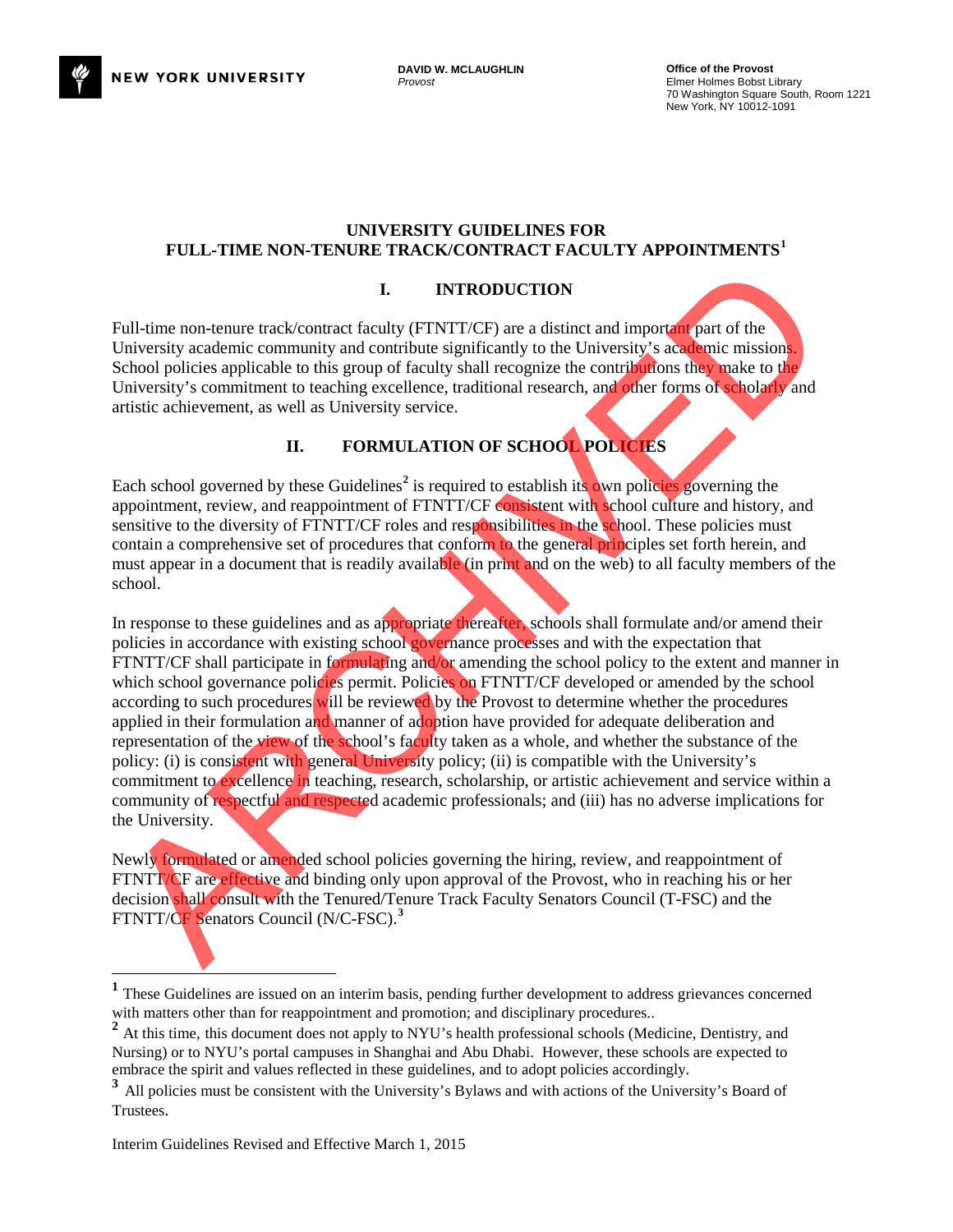NEW YORK UNIVERSITY

**DAVID W. MCLAUGHLIN**
*Provost*

**Office of the Provost**
Elmer Holmes Bobst Library
70 Washington Square South, Room 1221
New York, NY 10012-1091

# UNIVERSITY GUIDELINES FOR FULL-TIME NON-TENURE TRACK/CONTRACT FACULTY APPOINTMENTS[1]

## I. INTRODUCTION

Full-time non-tenure track/contract faculty (FTNTT/CF) are a distinct and important part of the University academic community and contribute significantly to the University's academic missions. School policies applicable to this group of faculty shall recognize the contributions they make to the University's commitment to teaching excellence, traditional research, and other forms of scholarly and artistic achievement, as well as University service.

## II. FORMULATION OF SCHOOL POLICIES

Each school governed by these Guidelines[2] is required to establish its own policies governing the appointment, review, and reappointment of FTNTT/CF consistent with school culture and history, and sensitive to the diversity of FTNTT/CF roles and responsibilities in the school. These policies must contain a comprehensive set of procedures that conform to the general principles set forth herein, and must appear in a document that is readily available (in print and on the web) to all faculty members of the school.

In response to these guidelines and as appropriate thereafter, schools shall formulate and/or amend their policies in accordance with existing school governance processes and with the expectation that FTNTT/CF shall participate in formulating and/or amending the school policy to the extent and manner in which school governance policies permit. Policies on FTNTT/CF developed or amended by the school according to such procedures will be reviewed by the Provost to determine whether the procedures applied in their formulation and manner of adoption have provided for adequate deliberation and representation of the view of the school's faculty taken as a whole, and whether the substance of the policy: (i) is consistent with general University policy; (ii) is compatible with the University's commitment to excellence in teaching, research, scholarship, or artistic achievement and service within a community of respectful and respected academic professionals; and (iii) has no adverse implications for the University.

Newly formulated or amended school policies governing the hiring, review, and reappointment of FTNTT/CF are effective and binding only upon approval of the Provost, who in reaching his or her decision shall consult with the Tenured/Tenure Track Faculty Senators Council (T-FSC) and the FTNTT/CF Senators Council (N/C-FSC).[3]

---

[1] These Guidelines are issued on an interim basis, pending further development to address grievances concerned with matters other than for reappointment and promotion; and disciplinary procedures..

[2] At this time, this document does not apply to NYU's health professional schools (Medicine, Dentistry, and Nursing) or to NYU's portal campuses in Shanghai and Abu Dhabi. However, these schools are expected to embrace the spirit and values reflected in these guidelines, and to adopt policies accordingly.

[3] All policies must be consistent with the University's Bylaws and with actions of the University's Board of Trustees.

Interim Guidelines Revised and Effective March 1, 2015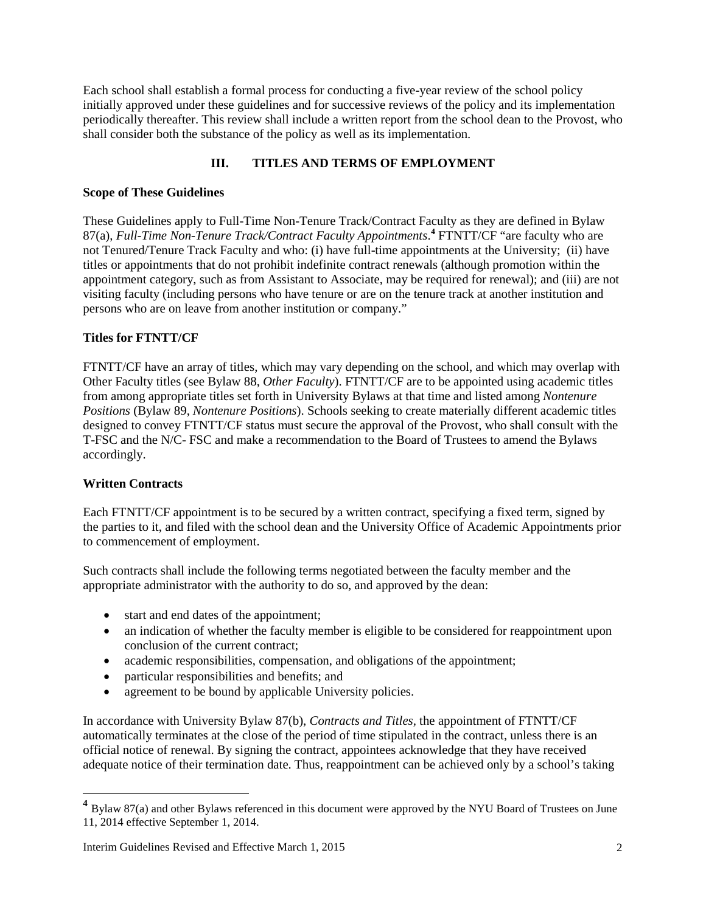Each school shall establish a formal process for conducting a five-year review of the school policy initially approved under these guidelines and for successive reviews of the policy and its implementation periodically thereafter. This review shall include a written report from the school dean to the Provost, who shall consider both the substance of the policy as well as its implementation.

## III. TITLES AND TERMS OF EMPLOYMENT

**Scope of These Guidelines**

These Guidelines apply to Full-Time Non-Tenure Track/Contract Faculty as they are defined in Bylaw 87(a), *Full-Time Non-Tenure Track/Contract Faculty Appointments*.[4] FTNTT/CF "are faculty who are not Tenured/Tenure Track Faculty and who: (i) have full-time appointments at the University; (ii) have titles or appointments that do not prohibit indefinite contract renewals (although promotion within the appointment category, such as from Assistant to Associate, may be required for renewal); and (iii) are not visiting faculty (including persons who have tenure or are on the tenure track at another institution and persons who are on leave from another institution or company."

**Titles for FTNTT/CF**

FTNTT/CF have an array of titles, which may vary depending on the school, and which may overlap with Other Faculty titles (see Bylaw 88, *Other Faculty*). FTNTT/CF are to be appointed using academic titles from among appropriate titles set forth in University Bylaws at that time and listed among *Nontenure Positions* (Bylaw 89, *Nontenure Positions*). Schools seeking to create materially different academic titles designed to convey FTNTT/CF status must secure the approval of the Provost, who shall consult with the T-FSC and the N/C- FSC and make a recommendation to the Board of Trustees to amend the Bylaws accordingly.

**Written Contracts**

Each FTNTT/CF appointment is to be secured by a written contract, specifying a fixed term, signed by the parties to it, and filed with the school dean and the University Office of Academic Appointments prior to commencement of employment.

Such contracts shall include the following terms negotiated between the faculty member and the appropriate administrator with the authority to do so, and approved by the dean:

- start and end dates of the appointment;
- an indication of whether the faculty member is eligible to be considered for reappointment upon conclusion of the current contract;
- academic responsibilities, compensation, and obligations of the appointment;
- particular responsibilities and benefits; and
- agreement to be bound by applicable University policies.

In accordance with University Bylaw 87(b), *Contracts and Titles*, the appointment of FTNTT/CF automatically terminates at the close of the period of time stipulated in the contract, unless there is an official notice of renewal. By signing the contract, appointees acknowledge that they have received adequate notice of their termination date. Thus, reappointment can be achieved only by a school's taking

[4] Bylaw 87(a) and other Bylaws referenced in this document were approved by the NYU Board of Trustees on June 11, 2014 effective September 1, 2014.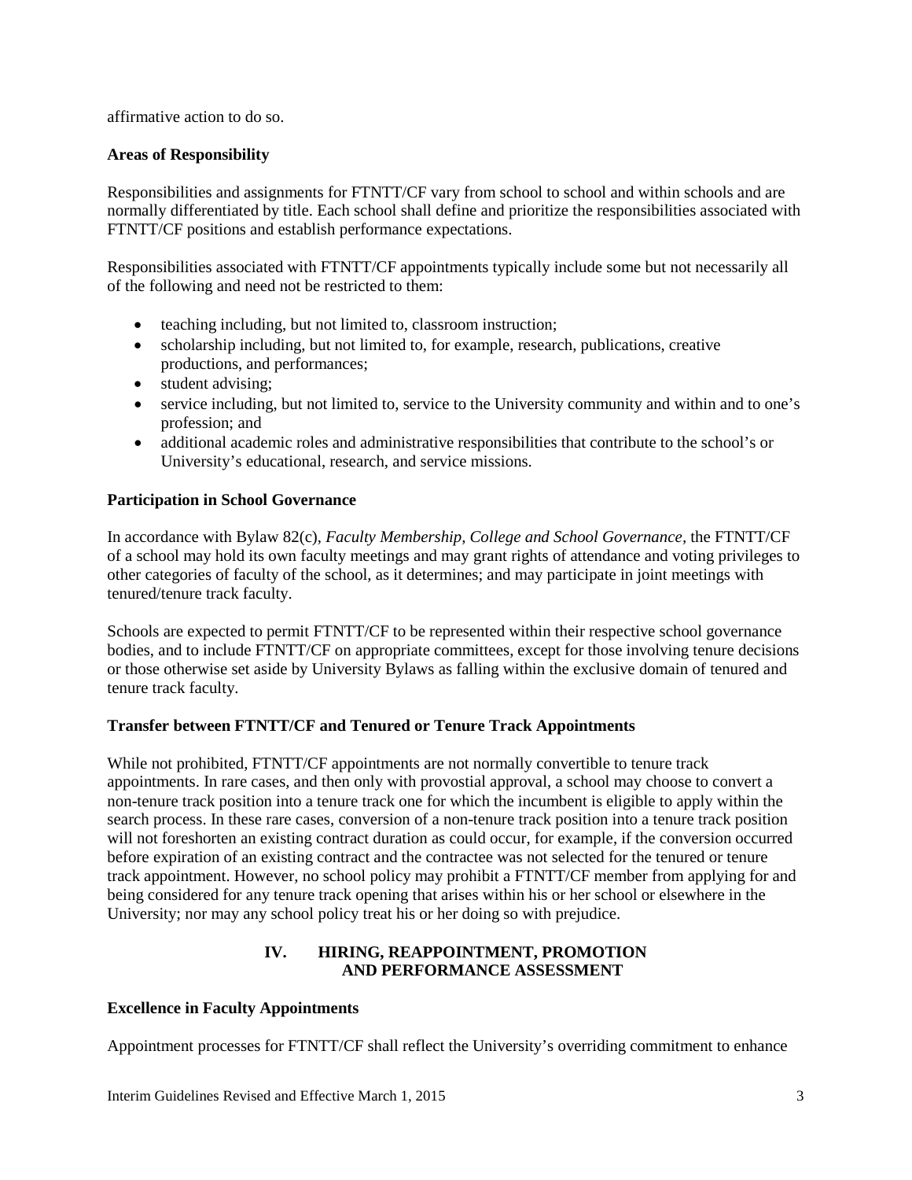affirmative action to do so.

**Areas of Responsibility**

Responsibilities and assignments for FTNTT/CF vary from school to school and within schools and are normally differentiated by title. Each school shall define and prioritize the responsibilities associated with FTNTT/CF positions and establish performance expectations.

Responsibilities associated with FTNTT/CF appointments typically include some but not necessarily all of the following and need not be restricted to them:

- teaching including, but not limited to, classroom instruction;
- scholarship including, but not limited to, for example, research, publications, creative productions, and performances;
- student advising;
- service including, but not limited to, service to the University community and within and to one's profession; and
- additional academic roles and administrative responsibilities that contribute to the school's or University's educational, research, and service missions.

**Participation in School Governance**

In accordance with Bylaw 82(c), *Faculty Membership, College and School Governance*, the FTNTT/CF of a school may hold its own faculty meetings and may grant rights of attendance and voting privileges to other categories of faculty of the school, as it determines; and may participate in joint meetings with tenured/tenure track faculty.

Schools are expected to permit FTNTT/CF to be represented within their respective school governance bodies, and to include FTNTT/CF on appropriate committees, except for those involving tenure decisions or those otherwise set aside by University Bylaws as falling within the exclusive domain of tenured and tenure track faculty.

**Transfer between FTNTT/CF and Tenured or Tenure Track Appointments**

While not prohibited, FTNTT/CF appointments are not normally convertible to tenure track appointments. In rare cases, and then only with provostial approval, a school may choose to convert a non-tenure track position into a tenure track one for which the incumbent is eligible to apply within the search process. In these rare cases, conversion of a non-tenure track position into a tenure track position will not foreshorten an existing contract duration as could occur, for example, if the conversion occurred before expiration of an existing contract and the contractee was not selected for the tenured or tenure track appointment. However, no school policy may prohibit a FTNTT/CF member from applying for and being considered for any tenure track opening that arises within his or her school or elsewhere in the University; nor may any school policy treat his or her doing so with prejudice.

## IV. HIRING, REAPPOINTMENT, PROMOTION AND PERFORMANCE ASSESSMENT

**Excellence in Faculty Appointments**

Appointment processes for FTNTT/CF shall reflect the University's overriding commitment to enhance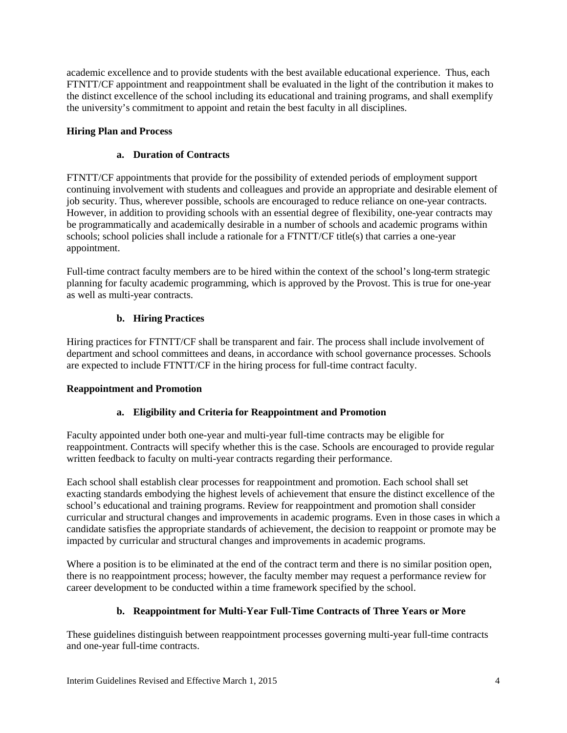academic excellence and to provide students with the best available educational experience. Thus, each FTNTT/CF appointment and reappointment shall be evaluated in the light of the contribution it makes to the distinct excellence of the school including its educational and training programs, and shall exemplify the university's commitment to appoint and retain the best faculty in all disciplines.

## Hiring Plan and Process

### a. Duration of Contracts

FTNTT/CF appointments that provide for the possibility of extended periods of employment support continuing involvement with students and colleagues and provide an appropriate and desirable element of job security. Thus, wherever possible, schools are encouraged to reduce reliance on one-year contracts. However, in addition to providing schools with an essential degree of flexibility, one-year contracts may be programmatically and academically desirable in a number of schools and academic programs within schools; school policies shall include a rationale for a FTNTT/CF title(s) that carries a one-year appointment.

Full-time contract faculty members are to be hired within the context of the school's long-term strategic planning for faculty academic programming, which is approved by the Provost. This is true for one-year as well as multi-year contracts.

### b. Hiring Practices

Hiring practices for FTNTT/CF shall be transparent and fair. The process shall include involvement of department and school committees and deans, in accordance with school governance processes. Schools are expected to include FTNTT/CF in the hiring process for full-time contract faculty.

## Reappointment and Promotion

### a. Eligibility and Criteria for Reappointment and Promotion

Faculty appointed under both one-year and multi-year full-time contracts may be eligible for reappointment. Contracts will specify whether this is the case. Schools are encouraged to provide regular written feedback to faculty on multi-year contracts regarding their performance.

Each school shall establish clear processes for reappointment and promotion. Each school shall set exacting standards embodying the highest levels of achievement that ensure the distinct excellence of the school's educational and training programs. Review for reappointment and promotion shall consider curricular and structural changes and improvements in academic programs. Even in those cases in which a candidate satisfies the appropriate standards of achievement, the decision to reappoint or promote may be impacted by curricular and structural changes and improvements in academic programs.

Where a position is to be eliminated at the end of the contract term and there is no similar position open, there is no reappointment process; however, the faculty member may request a performance review for career development to be conducted within a time framework specified by the school.

### b. Reappointment for Multi-Year Full-Time Contracts of Three Years or More

These guidelines distinguish between reappointment processes governing multi-year full-time contracts and one-year full-time contracts.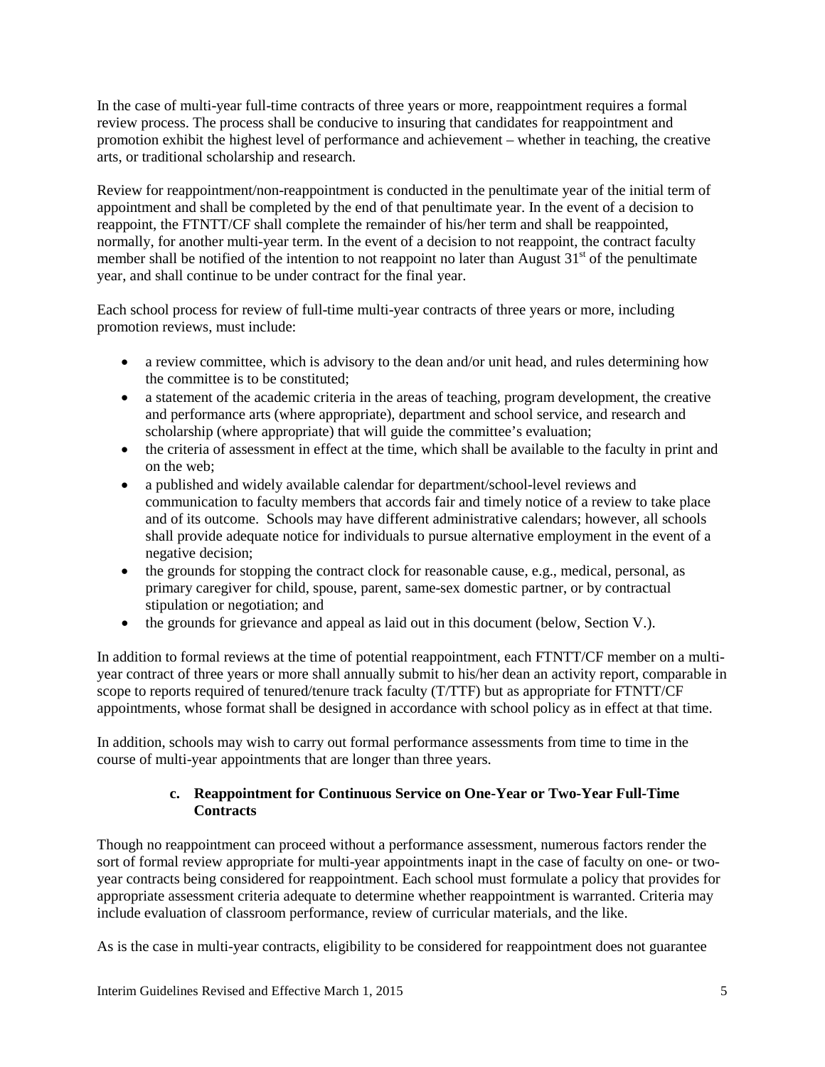In the case of multi-year full-time contracts of three years or more, reappointment requires a formal review process. The process shall be conducive to insuring that candidates for reappointment and promotion exhibit the highest level of performance and achievement – whether in teaching, the creative arts, or traditional scholarship and research.

Review for reappointment/non-reappointment is conducted in the penultimate year of the initial term of appointment and shall be completed by the end of that penultimate year. In the event of a decision to reappoint, the FTNTT/CF shall complete the remainder of his/her term and shall be reappointed, normally, for another multi-year term. In the event of a decision to not reappoint, the contract faculty member shall be notified of the intention to not reappoint no later than August 31st of the penultimate year, and shall continue to be under contract for the final year.

Each school process for review of full-time multi-year contracts of three years or more, including promotion reviews, must include:

- a review committee, which is advisory to the dean and/or unit head, and rules determining how the committee is to be constituted;
- a statement of the academic criteria in the areas of teaching, program development, the creative and performance arts (where appropriate), department and school service, and research and scholarship (where appropriate) that will guide the committee's evaluation;
- the criteria of assessment in effect at the time, which shall be available to the faculty in print and on the web;
- a published and widely available calendar for department/school-level reviews and communication to faculty members that accords fair and timely notice of a review to take place and of its outcome. Schools may have different administrative calendars; however, all schools shall provide adequate notice for individuals to pursue alternative employment in the event of a negative decision;
- the grounds for stopping the contract clock for reasonable cause, e.g., medical, personal, as primary caregiver for child, spouse, parent, same-sex domestic partner, or by contractual stipulation or negotiation; and
- the grounds for grievance and appeal as laid out in this document (below, Section V.).

In addition to formal reviews at the time of potential reappointment, each FTNTT/CF member on a multi-year contract of three years or more shall annually submit to his/her dean an activity report, comparable in scope to reports required of tenured/tenure track faculty (T/TTF) but as appropriate for FTNTT/CF appointments, whose format shall be designed in accordance with school policy as in effect at that time.

In addition, schools may wish to carry out formal performance assessments from time to time in the course of multi-year appointments that are longer than three years.

### c. Reappointment for Continuous Service on One-Year or Two-Year Full-Time Contracts

Though no reappointment can proceed without a performance assessment, numerous factors render the sort of formal review appropriate for multi-year appointments inapt in the case of faculty on one- or two-year contracts being considered for reappointment. Each school must formulate a policy that provides for appropriate assessment criteria adequate to determine whether reappointment is warranted. Criteria may include evaluation of classroom performance, review of curricular materials, and the like.

As is the case in multi-year contracts, eligibility to be considered for reappointment does not guarantee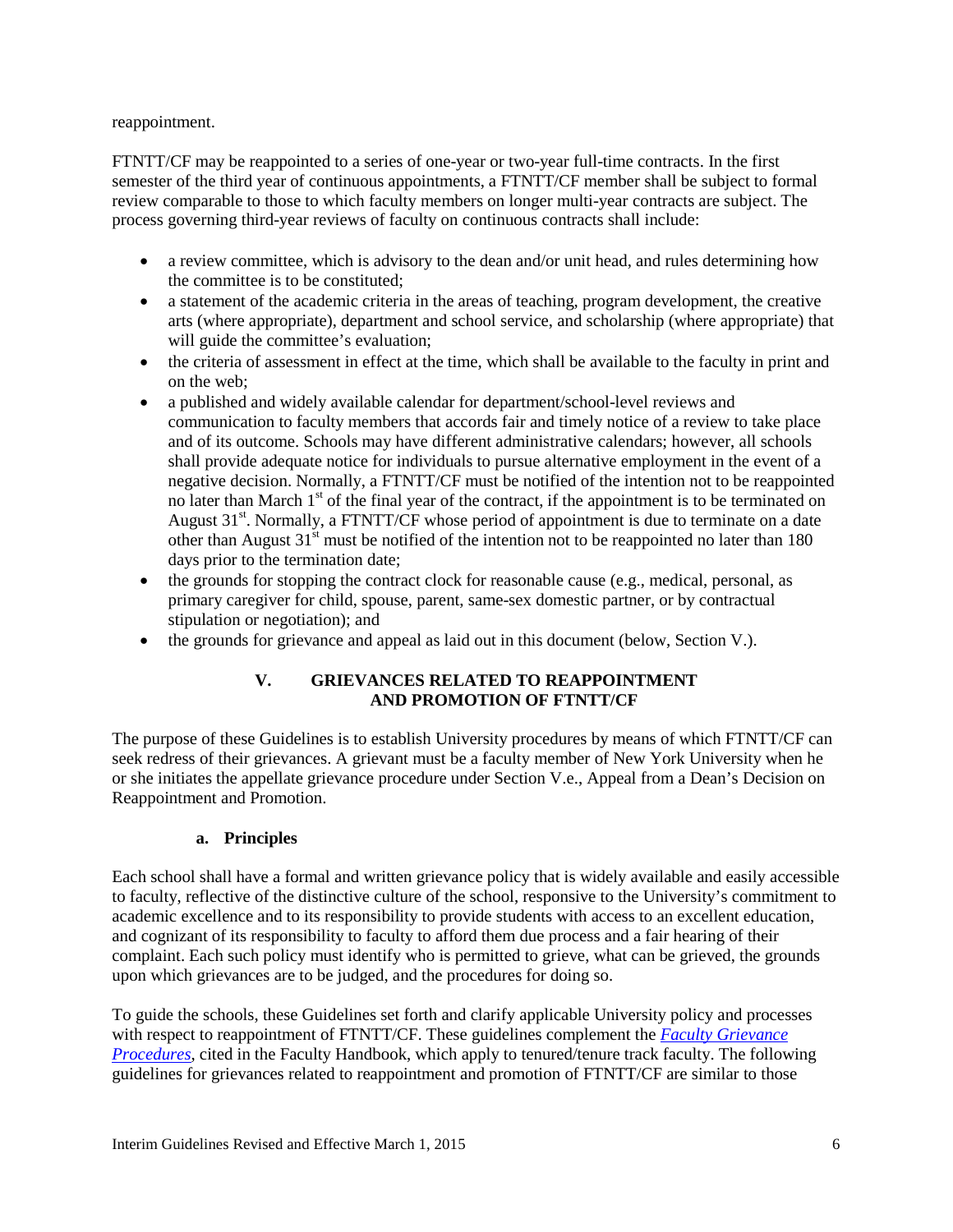reappointment.

FTNTT/CF may be reappointed to a series of one-year or two-year full-time contracts. In the first semester of the third year of continuous appointments, a FTNTT/CF member shall be subject to formal review comparable to those to which faculty members on longer multi-year contracts are subject. The process governing third-year reviews of faculty on continuous contracts shall include:

- a review committee, which is advisory to the dean and/or unit head, and rules determining how the committee is to be constituted;
- a statement of the academic criteria in the areas of teaching, program development, the creative arts (where appropriate), department and school service, and scholarship (where appropriate) that will guide the committee's evaluation;
- the criteria of assessment in effect at the time, which shall be available to the faculty in print and on the web;
- a published and widely available calendar for department/school-level reviews and communication to faculty members that accords fair and timely notice of a review to take place and of its outcome. Schools may have different administrative calendars; however, all schools shall provide adequate notice for individuals to pursue alternative employment in the event of a negative decision. Normally, a FTNTT/CF must be notified of the intention not to be reappointed no later than March 1st of the final year of the contract, if the appointment is to be terminated on August 31st. Normally, a FTNTT/CF whose period of appointment is due to terminate on a date other than August 31st must be notified of the intention not to be reappointed no later than 180 days prior to the termination date;
- the grounds for stopping the contract clock for reasonable cause (e.g., medical, personal, as primary caregiver for child, spouse, parent, same-sex domestic partner, or by contractual stipulation or negotiation); and
- the grounds for grievance and appeal as laid out in this document (below, Section V.).

## V. GRIEVANCES RELATED TO REAPPOINTMENT AND PROMOTION OF FTNTT/CF

The purpose of these Guidelines is to establish University procedures by means of which FTNTT/CF can seek redress of their grievances. A grievant must be a faculty member of New York University when he or she initiates the appellate grievance procedure under Section V.e., Appeal from a Dean's Decision on Reappointment and Promotion.

### a. Principles

Each school shall have a formal and written grievance policy that is widely available and easily accessible to faculty, reflective of the distinctive culture of the school, responsive to the University's commitment to academic excellence and to its responsibility to provide students with access to an excellent education, and cognizant of its responsibility to faculty to afford them due process and a fair hearing of their complaint. Each such policy must identify who is permitted to grieve, what can be grieved, the grounds upon which grievances are to be judged, and the procedures for doing so.

To guide the schools, these Guidelines set forth and clarify applicable University policy and processes with respect to reappointment of FTNTT/CF. These guidelines complement the *Faculty Grievance Procedures*, cited in the Faculty Handbook, which apply to tenured/tenure track faculty. The following guidelines for grievances related to reappointment and promotion of FTNTT/CF are similar to those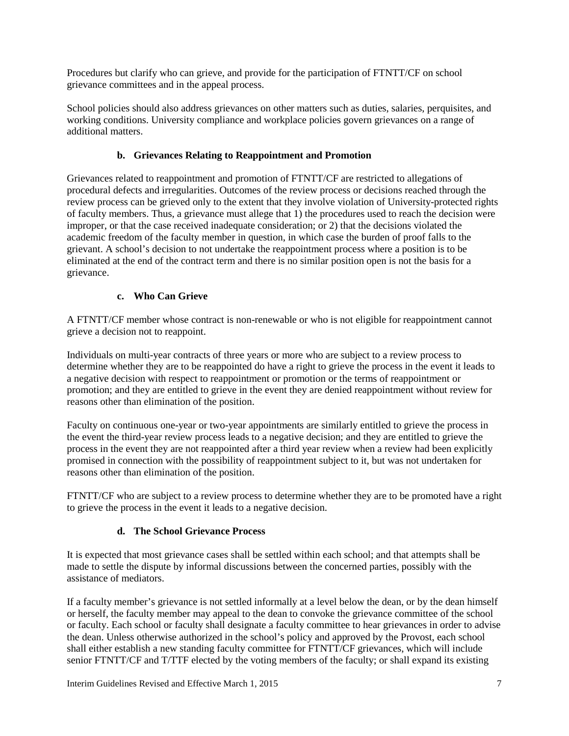Procedures but clarify who can grieve, and provide for the participation of FTNTT/CF on school grievance committees and in the appeal process.

School policies should also address grievances on other matters such as duties, salaries, perquisites, and working conditions. University compliance and workplace policies govern grievances on a range of additional matters.

### b. Grievances Relating to Reappointment and Promotion

Grievances related to reappointment and promotion of FTNTT/CF are restricted to allegations of procedural defects and irregularities. Outcomes of the review process or decisions reached through the review process can be grieved only to the extent that they involve violation of University-protected rights of faculty members. Thus, a grievance must allege that 1) the procedures used to reach the decision were improper, or that the case received inadequate consideration; or 2) that the decisions violated the academic freedom of the faculty member in question, in which case the burden of proof falls to the grievant. A school's decision to not undertake the reappointment process where a position is to be eliminated at the end of the contract term and there is no similar position open is not the basis for a grievance.

### c. Who Can Grieve

A FTNTT/CF member whose contract is non-renewable or who is not eligible for reappointment cannot grieve a decision not to reappoint.

Individuals on multi-year contracts of three years or more who are subject to a review process to determine whether they are to be reappointed do have a right to grieve the process in the event it leads to a negative decision with respect to reappointment or promotion or the terms of reappointment or promotion; and they are entitled to grieve in the event they are denied reappointment without review for reasons other than elimination of the position.

Faculty on continuous one-year or two-year appointments are similarly entitled to grieve the process in the event the third-year review process leads to a negative decision; and they are entitled to grieve the process in the event they are not reappointed after a third year review when a review had been explicitly promised in connection with the possibility of reappointment subject to it, but was not undertaken for reasons other than elimination of the position.

FTNTT/CF who are subject to a review process to determine whether they are to be promoted have a right to grieve the process in the event it leads to a negative decision.

### d. The School Grievance Process

It is expected that most grievance cases shall be settled within each school; and that attempts shall be made to settle the dispute by informal discussions between the concerned parties, possibly with the assistance of mediators.

If a faculty member's grievance is not settled informally at a level below the dean, or by the dean himself or herself, the faculty member may appeal to the dean to convoke the grievance committee of the school or faculty. Each school or faculty shall designate a faculty committee to hear grievances in order to advise the dean. Unless otherwise authorized in the school's policy and approved by the Provost, each school shall either establish a new standing faculty committee for FTNTT/CF grievances, which will include senior FTNTT/CF and T/TTF elected by the voting members of the faculty; or shall expand its existing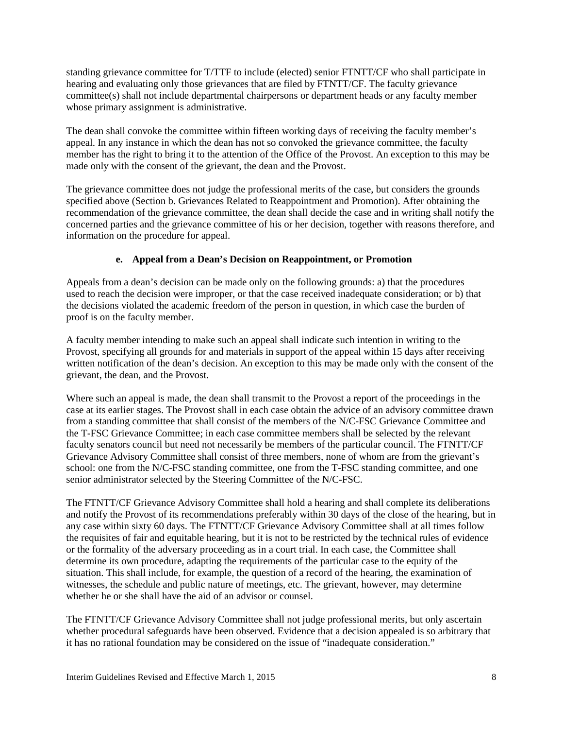standing grievance committee for T/TTF to include (elected) senior FTNTT/CF who shall participate in hearing and evaluating only those grievances that are filed by FTNTT/CF. The faculty grievance committee(s) shall not include departmental chairpersons or department heads or any faculty member whose primary assignment is administrative.

The dean shall convoke the committee within fifteen working days of receiving the faculty member's appeal. In any instance in which the dean has not so convoked the grievance committee, the faculty member has the right to bring it to the attention of the Office of the Provost. An exception to this may be made only with the consent of the grievant, the dean and the Provost.

The grievance committee does not judge the professional merits of the case, but considers the grounds specified above (Section b. Grievances Related to Reappointment and Promotion). After obtaining the recommendation of the grievance committee, the dean shall decide the case and in writing shall notify the concerned parties and the grievance committee of his or her decision, together with reasons therefore, and information on the procedure for appeal.

### e. Appeal from a Dean's Decision on Reappointment, or Promotion

Appeals from a dean's decision can be made only on the following grounds: a) that the procedures used to reach the decision were improper, or that the case received inadequate consideration; or b) that the decisions violated the academic freedom of the person in question, in which case the burden of proof is on the faculty member.

A faculty member intending to make such an appeal shall indicate such intention in writing to the Provost, specifying all grounds for and materials in support of the appeal within 15 days after receiving written notification of the dean's decision. An exception to this may be made only with the consent of the grievant, the dean, and the Provost.

Where such an appeal is made, the dean shall transmit to the Provost a report of the proceedings in the case at its earlier stages. The Provost shall in each case obtain the advice of an advisory committee drawn from a standing committee that shall consist of the members of the N/C-FSC Grievance Committee and the T-FSC Grievance Committee; in each case committee members shall be selected by the relevant faculty senators council but need not necessarily be members of the particular council. The FTNTT/CF Grievance Advisory Committee shall consist of three members, none of whom are from the grievant's school: one from the N/C-FSC standing committee, one from the T-FSC standing committee, and one senior administrator selected by the Steering Committee of the N/C-FSC.

The FTNTT/CF Grievance Advisory Committee shall hold a hearing and shall complete its deliberations and notify the Provost of its recommendations preferably within 30 days of the close of the hearing, but in any case within sixty 60 days. The FTNTT/CF Grievance Advisory Committee shall at all times follow the requisites of fair and equitable hearing, but it is not to be restricted by the technical rules of evidence or the formality of the adversary proceeding as in a court trial. In each case, the Committee shall determine its own procedure, adapting the requirements of the particular case to the equity of the situation. This shall include, for example, the question of a record of the hearing, the examination of witnesses, the schedule and public nature of meetings, etc. The grievant, however, may determine whether he or she shall have the aid of an advisor or counsel.

The FTNTT/CF Grievance Advisory Committee shall not judge professional merits, but only ascertain whether procedural safeguards have been observed. Evidence that a decision appealed is so arbitrary that it has no rational foundation may be considered on the issue of "inadequate consideration."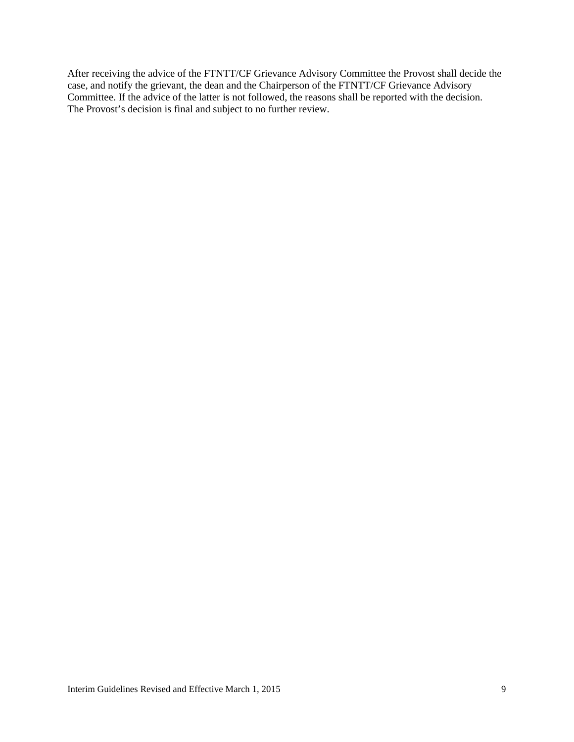After receiving the advice of the FTNTT/CF Grievance Advisory Committee the Provost shall decide the case, and notify the grievant, the dean and the Chairperson of the FTNTT/CF Grievance Advisory Committee. If the advice of the latter is not followed, the reasons shall be reported with the decision. The Provost's decision is final and subject to no further review.